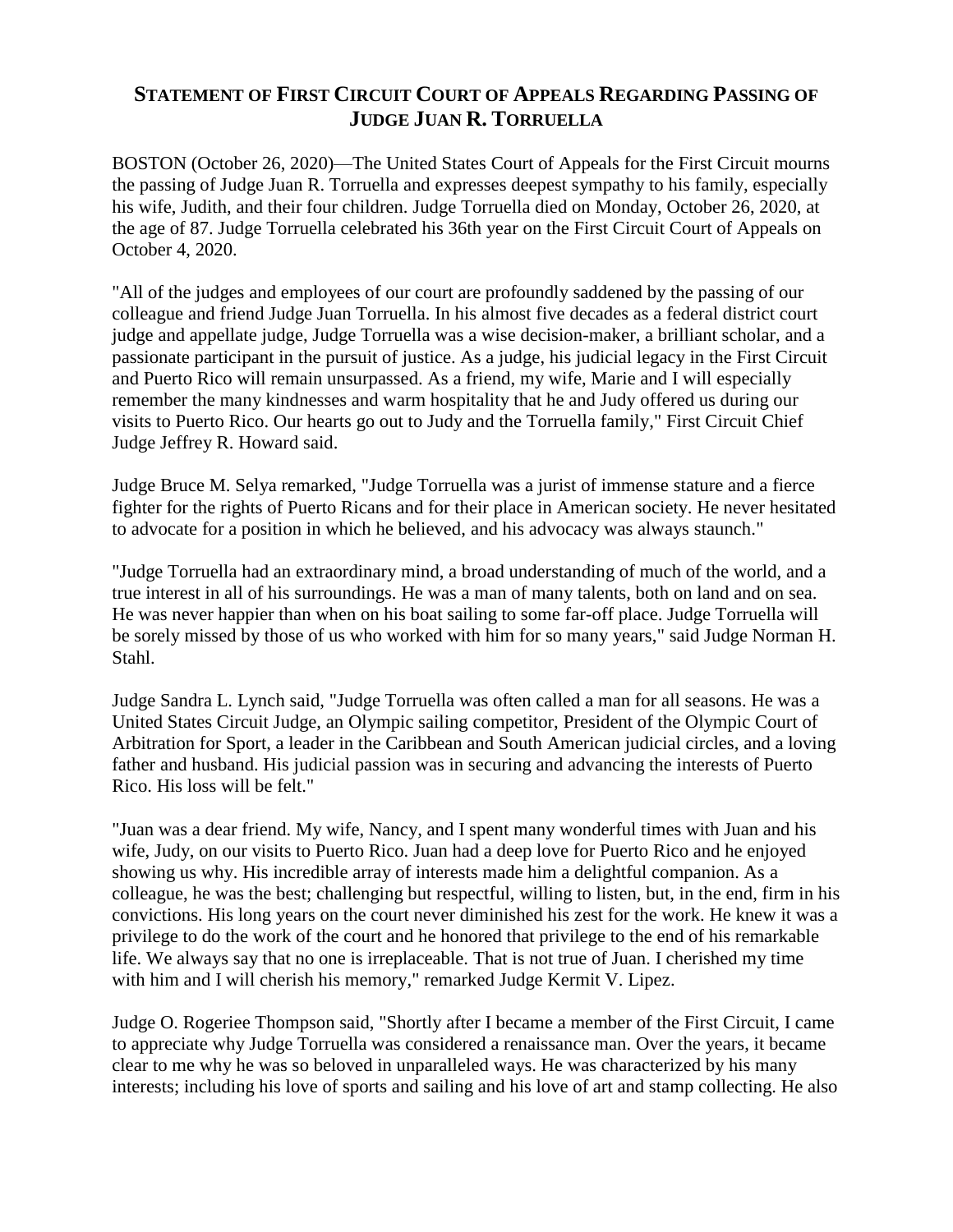# STATEMENT OF FIRST CIRCUIT COURT OF APPEALS REGARDING PASSING OF JUDGE JUAN R. TORRUELLA

BOSTON (October 26, 2020)—The United States Court of Appeals for the First Circuit mourns the passing of Judge Juan R. Torruella and expresses deepest sympathy to his family, especially his wife, Judith, and their four children. Judge Torruella died on Monday, October 26, 2020, at the age of 87. Judge Torruella celebrated his 36th year on the First Circuit Court of Appeals on October 4, 2020.

"All of the judges and employees of our court are profoundly saddened by the passing of our colleague and friend Judge Juan Torruella. In his almost five decades as a federal district court judge and appellate judge, Judge Torruella was a wise decision-maker, a brilliant scholar, and a passionate participant in the pursuit of justice. As a judge, his judicial legacy in the First Circuit and Puerto Rico will remain unsurpassed. As a friend, my wife, Marie and I will especially remember the many kindnesses and warm hospitality that he and Judy offered us during our visits to Puerto Rico. Our hearts go out to Judy and the Torruella family," First Circuit Chief Judge Jeffrey R. Howard said.

Judge Bruce M. Selya remarked, "Judge Torruella was a jurist of immense stature and a fierce fighter for the rights of Puerto Ricans and for their place in American society. He never hesitated to advocate for a position in which he believed, and his advocacy was always staunch."

"Judge Torruella had an extraordinary mind, a broad understanding of much of the world, and a true interest in all of his surroundings. He was a man of many talents, both on land and on sea. He was never happier than when on his boat sailing to some far-off place. Judge Torruella will be sorely missed by those of us who worked with him for so many years," said Judge Norman H. Stahl.

Judge Sandra L. Lynch said, "Judge Torruella was often called a man for all seasons. He was a United States Circuit Judge, an Olympic sailing competitor, President of the Olympic Court of Arbitration for Sport, a leader in the Caribbean and South American judicial circles, and a loving father and husband. His judicial passion was in securing and advancing the interests of Puerto Rico. His loss will be felt."

"Juan was a dear friend. My wife, Nancy, and I spent many wonderful times with Juan and his wife, Judy, on our visits to Puerto Rico. Juan had a deep love for Puerto Rico and he enjoyed showing us why. His incredible array of interests made him a delightful companion. As a colleague, he was the best; challenging but respectful, willing to listen, but, in the end, firm in his convictions. His long years on the court never diminished his zest for the work. He knew it was a privilege to do the work of the court and he honored that privilege to the end of his remarkable life. We always say that no one is irreplaceable. That is not true of Juan. I cherished my time with him and I will cherish his memory," remarked Judge Kermit V. Lipez.

Judge O. Rogeriee Thompson said, "Shortly after I became a member of the First Circuit, I came to appreciate why Judge Torruella was considered a renaissance man. Over the years, it became clear to me why he was so beloved in unparalleled ways. He was characterized by his many interests; including his love of sports and sailing and his love of art and stamp collecting. He also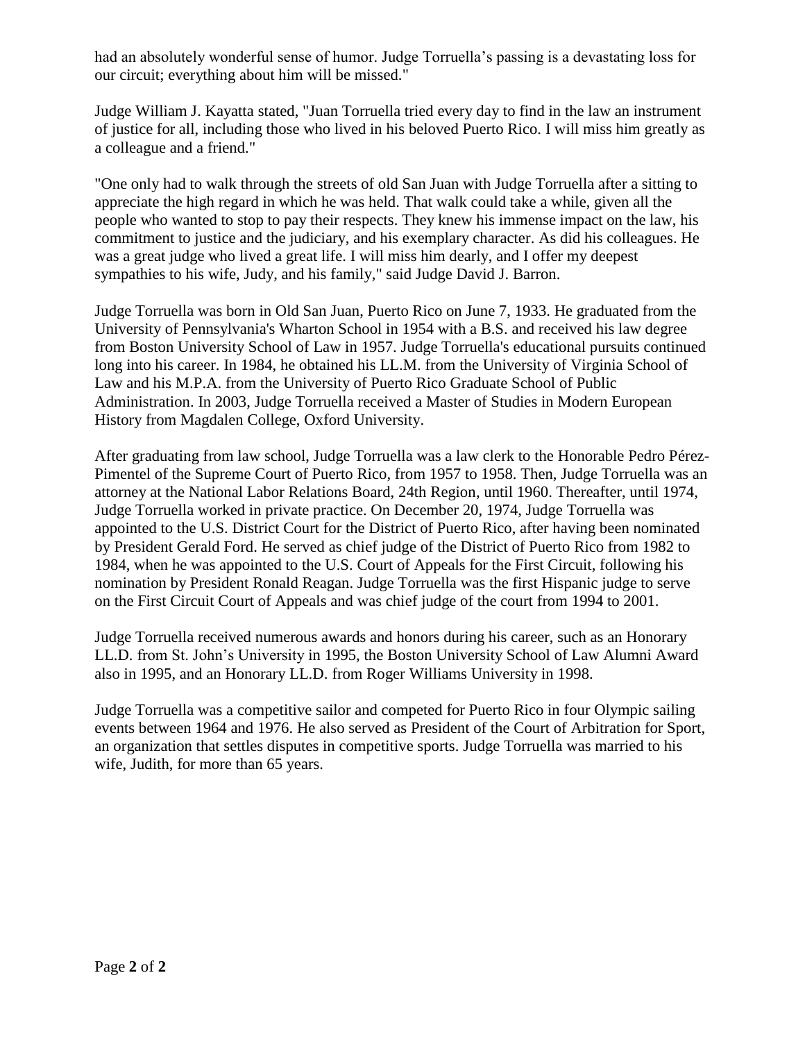had an absolutely wonderful sense of humor. Judge Torruella's passing is a devastating loss for our circuit; everything about him will be missed."

Judge William J. Kayatta stated, "Juan Torruella tried every day to find in the law an instrument of justice for all, including those who lived in his beloved Puerto Rico. I will miss him greatly as a colleague and a friend."

"One only had to walk through the streets of old San Juan with Judge Torruella after a sitting to appreciate the high regard in which he was held. That walk could take a while, given all the people who wanted to stop to pay their respects. They knew his immense impact on the law, his commitment to justice and the judiciary, and his exemplary character. As did his colleagues. He was a great judge who lived a great life. I will miss him dearly, and I offer my deepest sympathies to his wife, Judy, and his family," said Judge David J. Barron.

Judge Torruella was born in Old San Juan, Puerto Rico on June 7, 1933. He graduated from the University of Pennsylvania's Wharton School in 1954 with a B.S. and received his law degree from Boston University School of Law in 1957. Judge Torruella's educational pursuits continued long into his career. In 1984, he obtained his LL.M. from the University of Virginia School of Law and his M.P.A. from the University of Puerto Rico Graduate School of Public Administration. In 2003, Judge Torruella received a Master of Studies in Modern European History from Magdalen College, Oxford University.

After graduating from law school, Judge Torruella was a law clerk to the Honorable Pedro Pérez-Pimentel of the Supreme Court of Puerto Rico, from 1957 to 1958. Then, Judge Torruella was an attorney at the National Labor Relations Board, 24th Region, until 1960. Thereafter, until 1974, Judge Torruella worked in private practice. On December 20, 1974, Judge Torruella was appointed to the U.S. District Court for the District of Puerto Rico, after having been nominated by President Gerald Ford. He served as chief judge of the District of Puerto Rico from 1982 to 1984, when he was appointed to the U.S. Court of Appeals for the First Circuit, following his nomination by President Ronald Reagan. Judge Torruella was the first Hispanic judge to serve on the First Circuit Court of Appeals and was chief judge of the court from 1994 to 2001.

Judge Torruella received numerous awards and honors during his career, such as an Honorary LL.D. from St. John's University in 1995, the Boston University School of Law Alumni Award also in 1995, and an Honorary LL.D. from Roger Williams University in 1998.

Judge Torruella was a competitive sailor and competed for Puerto Rico in four Olympic sailing events between 1964 and 1976. He also served as President of the Court of Arbitration for Sport, an organization that settles disputes in competitive sports. Judge Torruella was married to his wife, Judith, for more than 65 years.